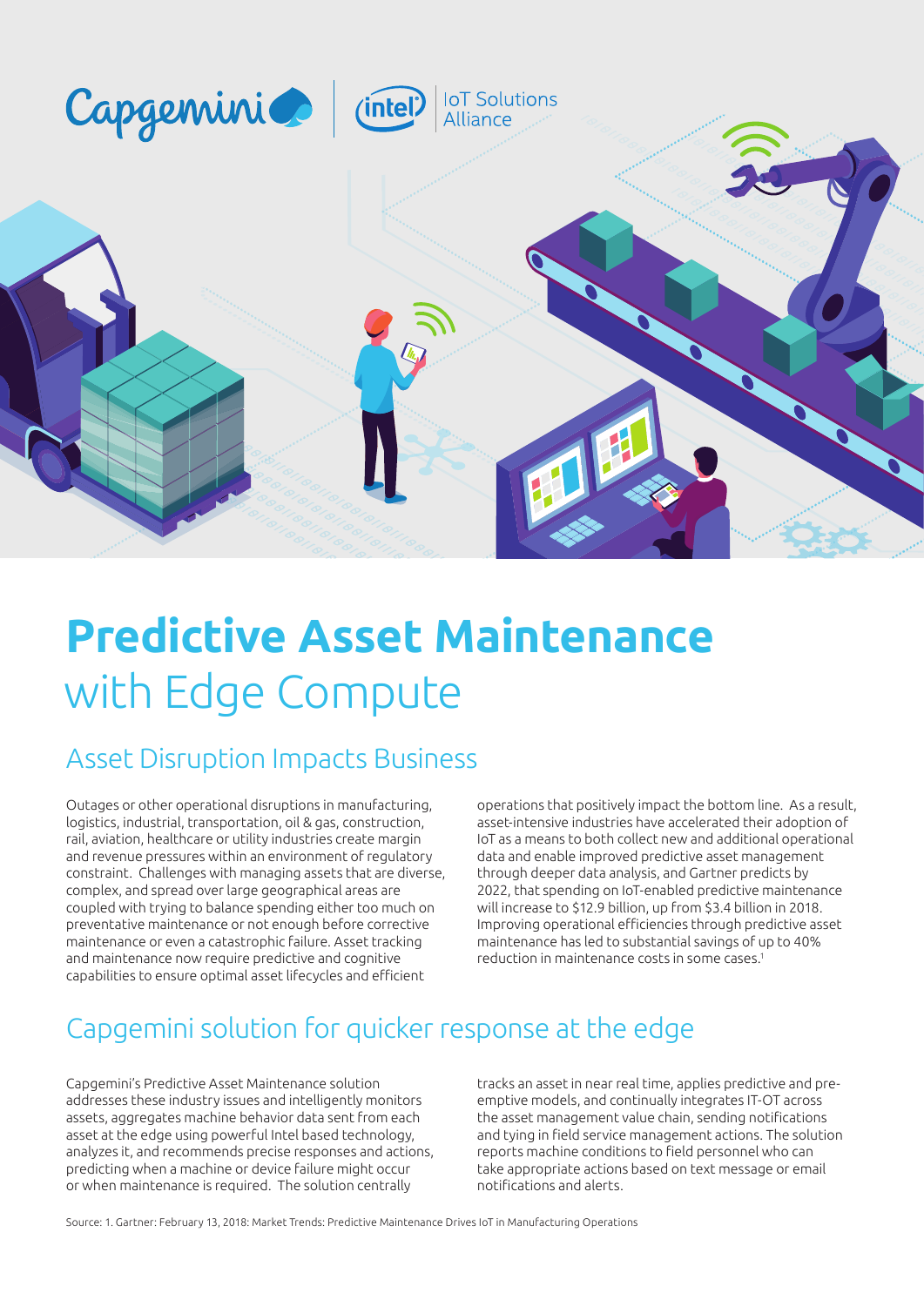Capgemini | intel IoT Solutions Alliance

# **Predictive Asset Maintenance** with Edge Compute

## Asset Disruption Impacts Business

Outages or other operational disruptions in manufacturing, logistics, industrial, transportation, oil & gas, construction, rail, aviation, healthcare or utility industries create margin and revenue pressures within an environment of regulatory constraint. Challenges with managing assets that are diverse, complex, and spread over large geographical areas are coupled with trying to balance spending either too much on preventative maintenance or not enough before corrective maintenance or even a catastrophic failure. Asset tracking and maintenance now require predictive and cognitive capabilities to ensure optimal asset lifecycles and efficient operations that positively impact the bottom line. As a result, asset-intensive industries have accelerated their adoption of IoT as a means to both collect new and additional operational data and enable improved predictive asset management through deeper data analysis, and Gartner predicts by 2022, that spending on IoT-enabled predictive maintenance will increase to $12.9 billion, up from $3.4 billion in 2018. Improving operational efficiencies through predictive asset maintenance has led to substantial savings of up to 40% reduction in maintenance costs in some cases.[1]

## Capgemini solution for quicker response at the edge

Capgemini's Predictive Asset Maintenance solution addresses these industry issues and intelligently monitors assets, aggregates machine behavior data sent from each asset at the edge using powerful Intel based technology, analyzes it, and recommends precise responses and actions, predicting when a machine or device failure might occur or when maintenance is required. The solution centrally tracks an asset in near real time, applies predictive and pre-emptive models, and continually integrates IT-OT across the asset management value chain, sending notifications and tying in field service management actions. The solution reports machine conditions to field personnel who can take appropriate actions based on text message or email notifications and alerts.

Source: 1. Gartner: February 13, 2018: Market Trends: Predictive Maintenance Drives IoT in Manufacturing Operations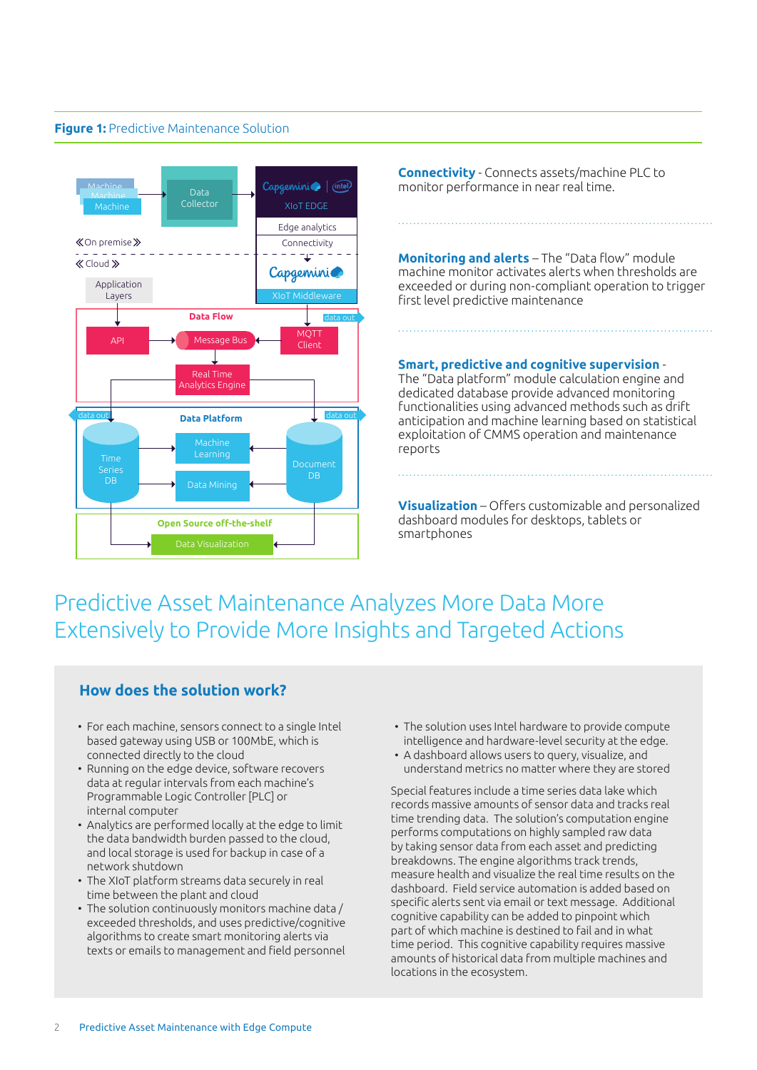**Figure 1:** Predictive Maintenance Solution

**Connectivity** - Connects assets/machine PLC to monitor performance in near real time.

**Monitoring and alerts** – The "Data flow" module machine monitor activates alerts when thresholds are exceeded or during non-compliant operation to trigger first level predictive maintenance

**Smart, predictive and cognitive supervision** - The "Data platform" module calculation engine and dedicated database provide advanced monitoring functionalities using advanced methods such as drift anticipation and machine learning based on statistical exploitation of CMMS operation and maintenance reports

**Visualization** – Offers customizable and personalized dashboard modules for desktops, tablets or smartphones

# Predictive Asset Maintenance Analyzes More Data More Extensively to Provide More Insights and Targeted Actions

## How does the solution work?

- For each machine, sensors connect to a single Intel based gateway using USB or 100MbE, which is connected directly to the cloud
- Running on the edge device, software recovers data at regular intervals from each machine's Programmable Logic Controller [PLC] or internal computer
- Analytics are performed locally at the edge to limit the data bandwidth burden passed to the cloud, and local storage is used for backup in case of a network shutdown
- The XIoT platform streams data securely in real time between the plant and cloud
- The solution continuously monitors machine data / exceeded thresholds, and uses predictive/cognitive algorithms to create smart monitoring alerts via texts or emails to management and field personnel
- The solution uses Intel hardware to provide compute intelligence and hardware-level security at the edge.
- A dashboard allows users to query, visualize, and understand metrics no matter where they are stored

Special features include a time series data lake which records massive amounts of sensor data and tracks real time trending data. The solution's computation engine performs computations on highly sampled raw data by taking sensor data from each asset and predicting breakdowns. The engine algorithms track trends, measure health and visualize the real time results on the dashboard. Field service automation is added based on specific alerts sent via email or text message. Additional cognitive capability can be added to pinpoint which part of which machine is destined to fail and in what time period. This cognitive capability requires massive amounts of historical data from multiple machines and locations in the ecosystem.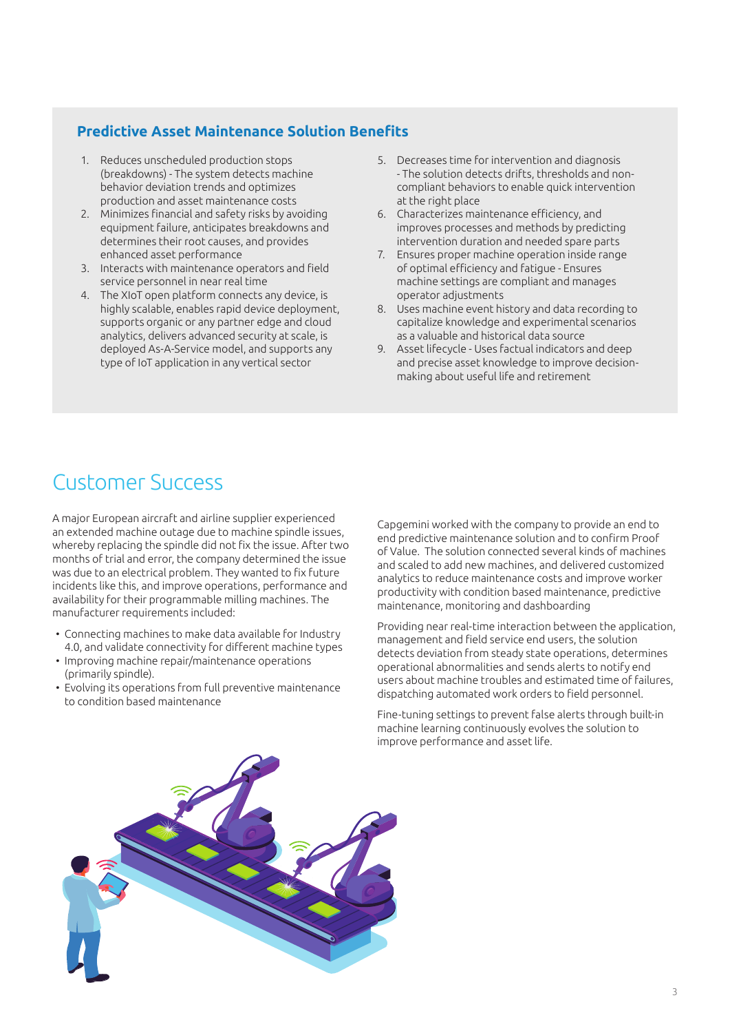## Predictive Asset Maintenance Solution Benefits

1. Reduces unscheduled production stops (breakdowns) - The system detects machine behavior deviation trends and optimizes production and asset maintenance costs
2. Minimizes financial and safety risks by avoiding equipment failure, anticipates breakdowns and determines their root causes, and provides enhanced asset performance
3. Interacts with maintenance operators and field service personnel in near real time
4. The XIoT open platform connects any device, is highly scalable, enables rapid device deployment, supports organic or any partner edge and cloud analytics, delivers advanced security at scale, is deployed As-A-Service model, and supports any type of IoT application in any vertical sector
5. Decreases time for intervention and diagnosis - The solution detects drifts, thresholds and non-compliant behaviors to enable quick intervention at the right place
6. Characterizes maintenance efficiency, and improves processes and methods by predicting intervention duration and needed spare parts
7. Ensures proper machine operation inside range of optimal efficiency and fatigue - Ensures machine settings are compliant and manages operator adjustments
8. Uses machine event history and data recording to capitalize knowledge and experimental scenarios as a valuable and historical data source
9. Asset lifecycle - Uses factual indicators and deep and precise asset knowledge to improve decision-making about useful life and retirement

# Customer Success

A major European aircraft and airline supplier experienced an extended machine outage due to machine spindle issues, whereby replacing the spindle did not fix the issue. After two months of trial and error, the company determined the issue was due to an electrical problem. They wanted to fix future incidents like this, and improve operations, performance and availability for their programmable milling machines. The manufacturer requirements included:

- Connecting machines to make data available for Industry 4.0, and validate connectivity for different machine types
- Improving machine repair/maintenance operations (primarily spindle).
- Evolving its operations from full preventive maintenance to condition based maintenance

Capgemini worked with the company to provide an end to end predictive maintenance solution and to confirm Proof of Value. The solution connected several kinds of machines and scaled to add new machines, and delivered customized analytics to reduce maintenance costs and improve worker productivity with condition based maintenance, predictive maintenance, monitoring and dashboarding

Providing near real-time interaction between the application, management and field service end users, the solution detects deviation from steady state operations, determines operational abnormalities and sends alerts to notify end users about machine troubles and estimated time of failures, dispatching automated work orders to field personnel.

Fine-tuning settings to prevent false alerts through built-in machine learning continuously evolves the solution to improve performance and asset life.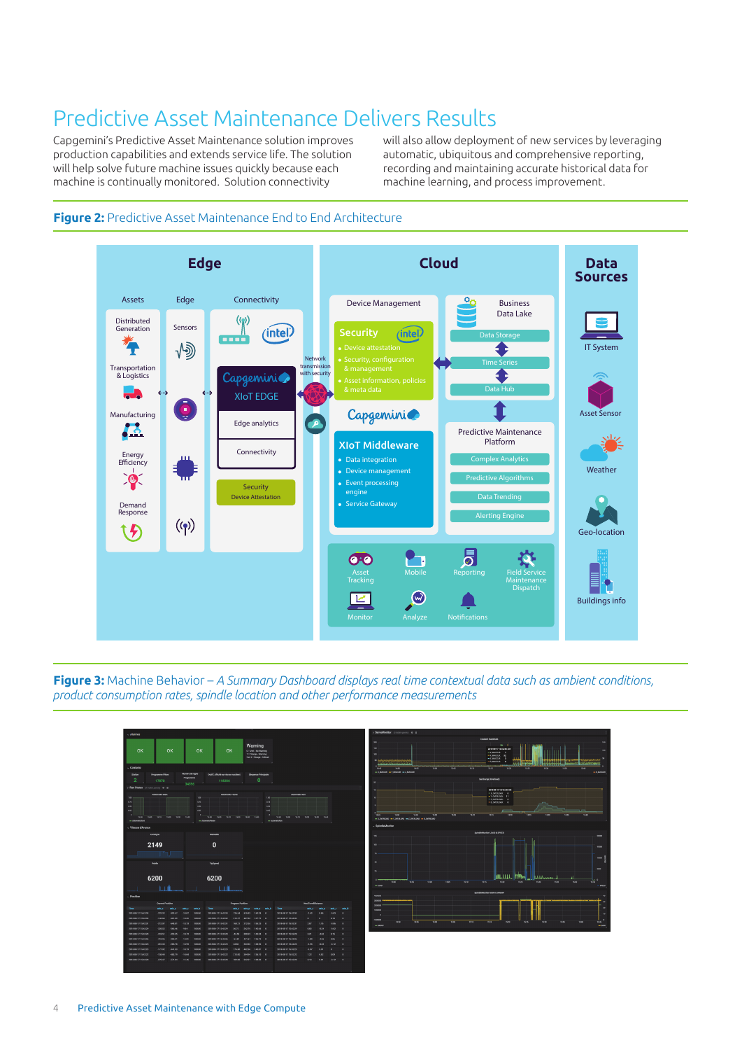# Predictive Asset Maintenance Delivers Results

Capgemini's Predictive Asset Maintenance solution improves production capabilities and extends service life. The solution will help solve future machine issues quickly because each machine is continually monitored. Solution connectivity will also allow deployment of new services by leveraging automatic, ubiquitous and comprehensive reporting, recording and maintaining accurate historical data for machine learning, and process improvement.

**Figure 2:** Predictive Asset Maintenance End to End Architecture

**Edge**

Assets | Edge | Connectivity

- Distributed Generation
- Transportation & Logistics
- Manufacturing
- Energy Efficiency
- Demand Response

Sensors

Capgemini XIoT EDGE
- Edge analytics
- Connectivity

Security — Device Attestation

Network transmission with security

**Cloud**

Device Management

Security
- Device attestation
- Security, configuration & management
- Asset information, policies & meta data

Business Data Lake
- Data Storage
- Time Series
- Data Hub

Capgemini XIoT Middleware
- Data integration
- Device management
- Event processing engine
- Service Gateway

Predictive Maintenance Platform
- Complex Analytics
- Predictive Algorithms
- Data Trending
- Alerting Engine

Asset Tracking | Mobile | Reporting | Field Service Maintenance Dispatch | Monitor | Analyze | Notifications

**Data Sources**
- IT System
- Asset Sensor
- Weather
- Geo-location
- Buildings info

**Figure 3:** Machine Behavior – *A Summary Dashboard displays real time contextual data such as ambient conditions, product consumption rates, spindle location and other performance measurements*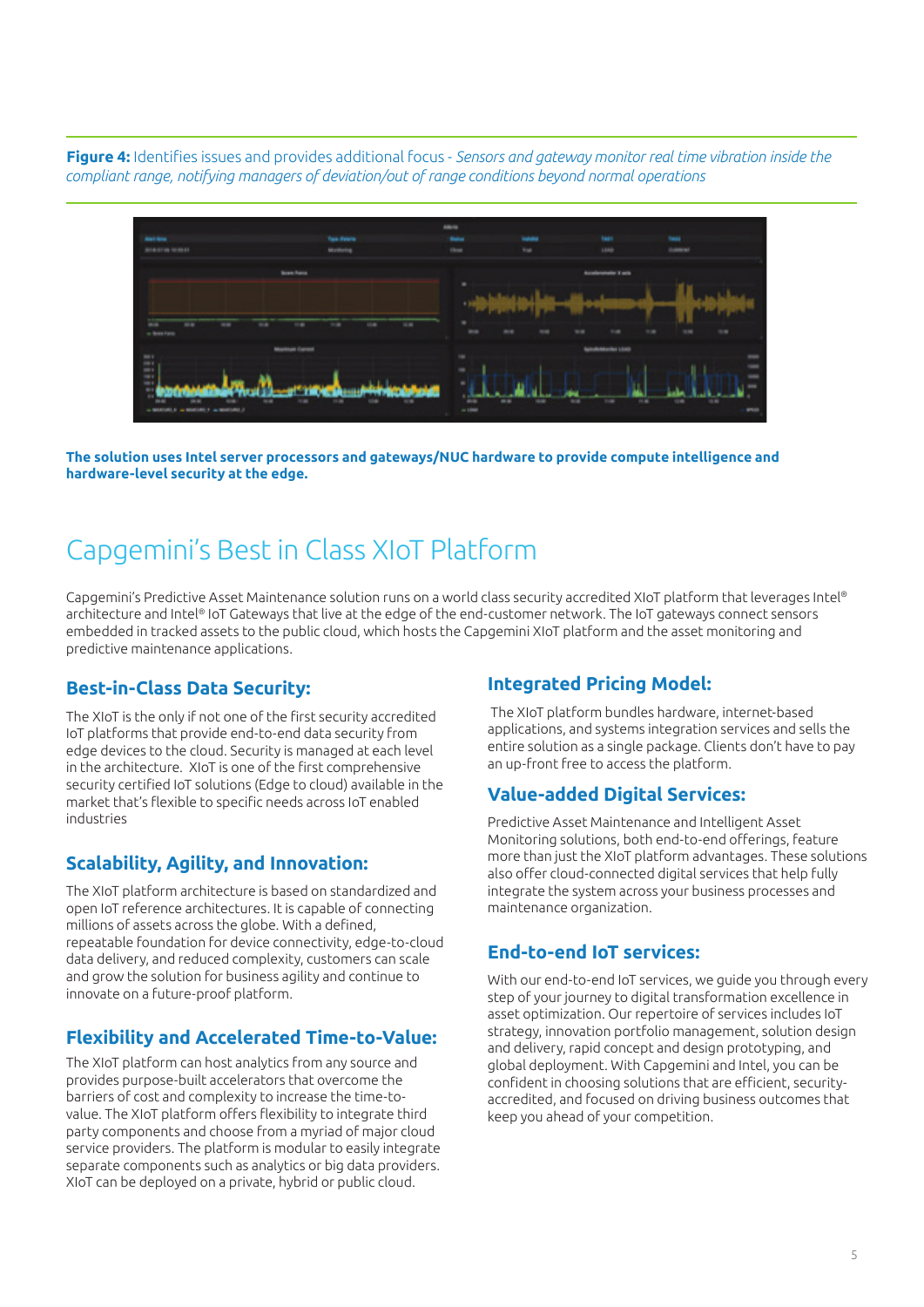**Figure 4:** Identifies issues and provides additional focus - *Sensors and gateway monitor real time vibration inside the compliant range, notifying managers of deviation/out of range conditions beyond normal operations*

**The solution uses Intel server processors and gateways/NUC hardware to provide compute intelligence and hardware-level security at the edge.**

# Capgemini's Best in Class XIoT Platform

Capgemini's Predictive Asset Maintenance solution runs on a world class security accredited XIoT platform that leverages Intel® architecture and Intel® IoT Gateways that live at the edge of the end-customer network. The IoT gateways connect sensors embedded in tracked assets to the public cloud, which hosts the Capgemini XIoT platform and the asset monitoring and predictive maintenance applications.

## Best-in-Class Data Security:

The XIoT is the only if not one of the first security accredited IoT platforms that provide end-to-end data security from edge devices to the cloud. Security is managed at each level in the architecture. XIoT is one of the first comprehensive security certified IoT solutions (Edge to cloud) available in the market that's flexible to specific needs across IoT enabled industries

## Scalability, Agility, and Innovation:

The XIoT platform architecture is based on standardized and open IoT reference architectures. It is capable of connecting millions of assets across the globe. With a defined, repeatable foundation for device connectivity, edge-to-cloud data delivery, and reduced complexity, customers can scale and grow the solution for business agility and continue to innovate on a future-proof platform.

## Flexibility and Accelerated Time-to-Value:

The XIoT platform can host analytics from any source and provides purpose-built accelerators that overcome the barriers of cost and complexity to increase the time-to-value. The XIoT platform offers flexibility to integrate third party components and choose from a myriad of major cloud service providers. The platform is modular to easily integrate separate components such as analytics or big data providers. XIoT can be deployed on a private, hybrid or public cloud.

## Integrated Pricing Model:

The XIoT platform bundles hardware, internet-based applications, and systems integration services and sells the entire solution as a single package. Clients don't have to pay an up-front free to access the platform.

## Value-added Digital Services:

Predictive Asset Maintenance and Intelligent Asset Monitoring solutions, both end-to-end offerings, feature more than just the XIoT platform advantages. These solutions also offer cloud-connected digital services that help fully integrate the system across your business processes and maintenance organization.

## End-to-end IoT services:

With our end-to-end IoT services, we guide you through every step of your journey to digital transformation excellence in asset optimization. Our repertoire of services includes IoT strategy, innovation portfolio management, solution design and delivery, rapid concept and design prototyping, and global deployment. With Capgemini and Intel, you can be confident in choosing solutions that are efficient, security-accredited, and focused on driving business outcomes that keep you ahead of your competition.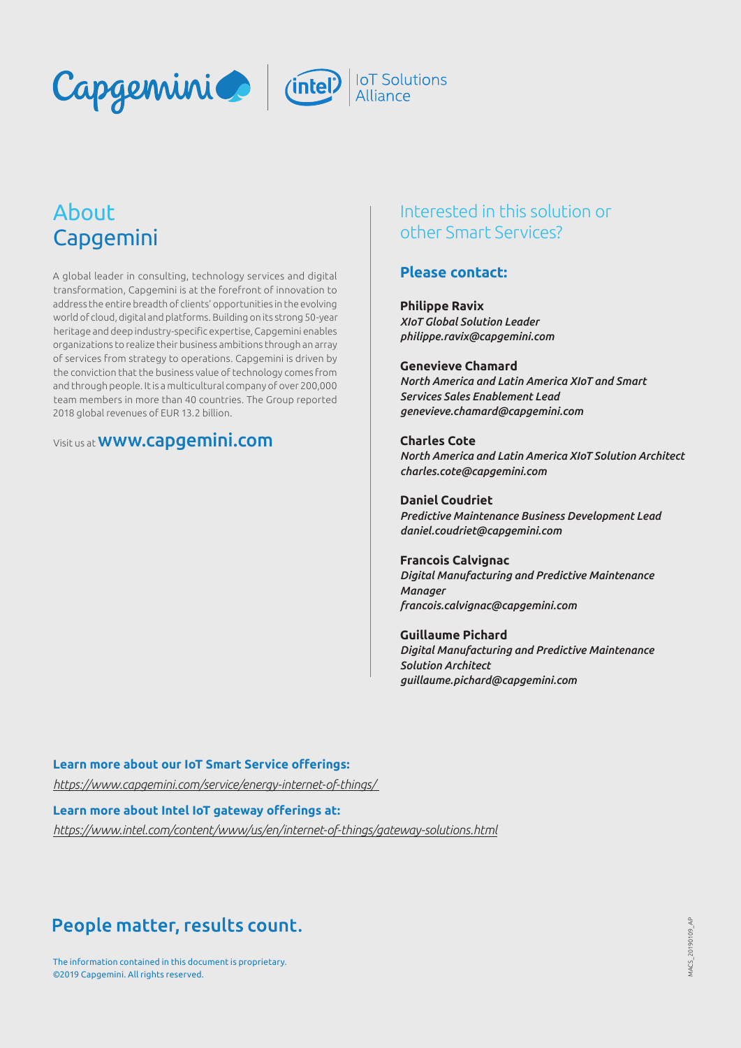## About Capgemini

A global leader in consulting, technology services and digital transformation, Capgemini is at the forefront of innovation to address the entire breadth of clients' opportunities in the evolving world of cloud, digital and platforms. Building on its strong 50-year heritage and deep industry-specific expertise, Capgemini enables organizations to realize their business ambitions through an array of services from strategy to operations. Capgemini is driven by the conviction that the business value of technology comes from and through people. It is a multicultural company of over 200,000 team members in more than 40 countries. The Group reported 2018 global revenues of EUR 13.2 billion.

Visit us at **www.capgemini.com**

## Interested in this solution or other Smart Services?

### Please contact:

**Philippe Ravix**
*XIoT Global Solution Leader*
*philippe.ravix@capgemini.com*

**Genevieve Chamard**
*North America and Latin America XIoT and Smart Services Sales Enablement Lead*
*genevieve.chamard@capgemini.com*

**Charles Cote**
*North America and Latin America XIoT Solution Architect*
*charles.cote@capgemini.com*

**Daniel Coudriet**
*Predictive Maintenance Business Development Lead*
*daniel.coudriet@capgemini.com*

**Francois Calvignac**
*Digital Manufacturing and Predictive Maintenance Manager*
*francois.calvignac@capgemini.com*

**Guillaume Pichard**
*Digital Manufacturing and Predictive Maintenance Solution Architect*
*guillaume.pichard@capgemini.com*

**Learn more about our IoT Smart Service offerings:**
*https://www.capgemini.com/service/energy-internet-of-things/*

**Learn more about Intel IoT gateway offerings at:**
*https://www.intel.com/content/www/us/en/internet-of-things/gateway-solutions.html*

## People matter, results count.

The information contained in this document is proprietary.
©2019 Capgemini. All rights reserved.

MACS_20190109_AP